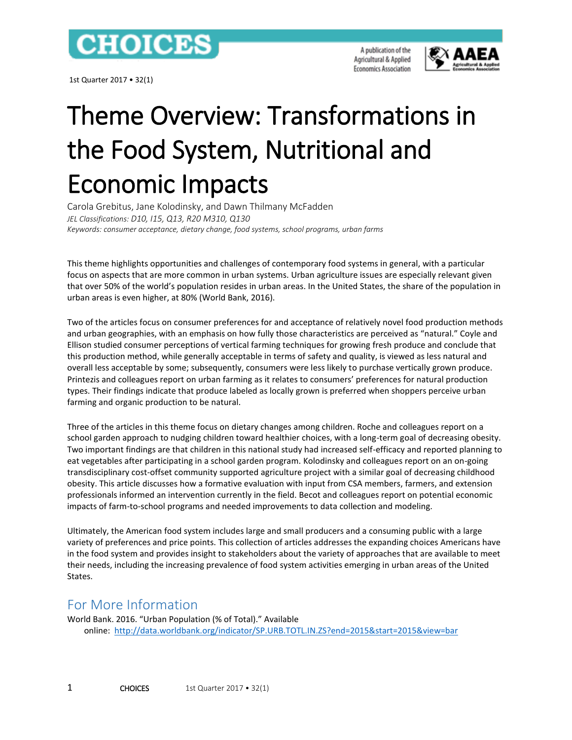# Theme Overview: Transformations in the Food System, Nutritional and Economic Impacts

Carola Grebitus, Jane Kolodinsky, and Dawn Thilmany McFadden

*JEL Classifications: D10, I15, Q13, R20 M310, Q130*

*Keywords: consumer acceptance, dietary change, food systems, school programs, urban farms*

This theme highlights opportunities and challenges of contemporary food systems in general, with a particular focus on aspects that are more common in urban systems. Urban agriculture issues are especially relevant given that over 50% of the world's population resides in urban areas. In the United States, the share of the population in urban areas is even higher, at 80% (World Bank, 2016).

Two of the articles focus on consumer preferences for and acceptance of relatively novel food production methods and urban geographies, with an emphasis on how fully those characteristics are perceived as "natural." Coyle and Ellison studied consumer perceptions of vertical farming techniques for growing fresh produce and conclude that this production method, while generally acceptable in terms of safety and quality, is viewed as less natural and overall less acceptable by some; subsequently, consumers were less likely to purchase vertically grown produce. Printezis and colleagues report on urban farming as it relates to consumers' preferences for natural production types. Their findings indicate that produce labeled as locally grown is preferred when shoppers perceive urban farming and organic production to be natural.

Three of the articles in this theme focus on dietary changes among children. Roche and colleagues report on a school garden approach to nudging children toward healthier choices, with a long-term goal of decreasing obesity. Two important findings are that children in this national study had increased self-efficacy and reported planning to eat vegetables after participating in a school garden program. Kolodinsky and colleagues report on an on-going transdisciplinary cost-offset community supported agriculture project with a similar goal of decreasing childhood obesity. This article discusses how a formative evaluation with input from CSA members, farmers, and extension professionals informed an intervention currently in the field. Becot and colleagues report on potential economic impacts of farm-to-school programs and needed improvements to data collection and modeling.

Ultimately, the American food system includes large and small producers and a consuming public with a large variety of preferences and price points. This collection of articles addresses the expanding choices Americans have in the food system and provides insight to stakeholders about the variety of approaches that are available to meet their needs, including the increasing prevalence of food system activities emerging in urban areas of the United States.

## For More Information

World Bank. 2016. "Urban Population (% of Total)." Available online: http://data.worldbank.org/indicator/SP.URB.TOTL.IN.ZS?end=2015&start=2015&view=bar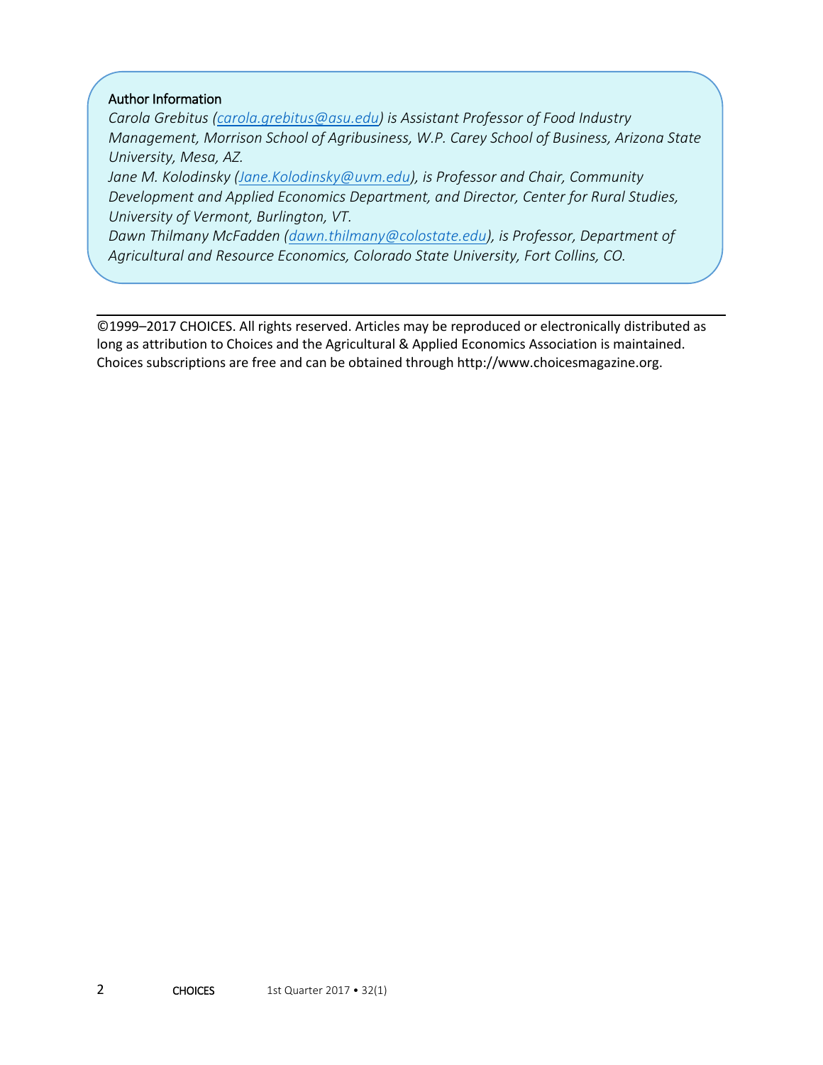Author Information

*Carola Grebitus ([carola.grebitus@asu.edu](mailto:carola.grebitus@asu.edu)) is Assistant Professor of Food Industry Management, Morrison School of Agribusiness, W.P. Carey School of Business, Arizona State University, Mesa, AZ.*

*Jane M. Kolodinsky ([Jane.Kolodinsky@uvm.edu](mailto:Jane.Kolodinsky@uvm.edu)), is Professor and Chair, Community Development and Applied Economics Department, and Director, Center for Rural Studies, University of Vermont, Burlington, VT.*

*Dawn Thilmany McFadden ([dawn.thilmany@colostate.edu](mailto:dawn.thilmany@colostate.edu)), is Professor, Department of Agricultural and Resource Economics, Colorado State University, Fort Collins, CO.*

---

©1999–2017 CHOICES. All rights reserved. Articles may be reproduced or electronically distributed as long as attribution to Choices and the Agricultural & Applied Economics Association is maintained. Choices subscriptions are free and can be obtained through http://www.choicesmagazine.org.